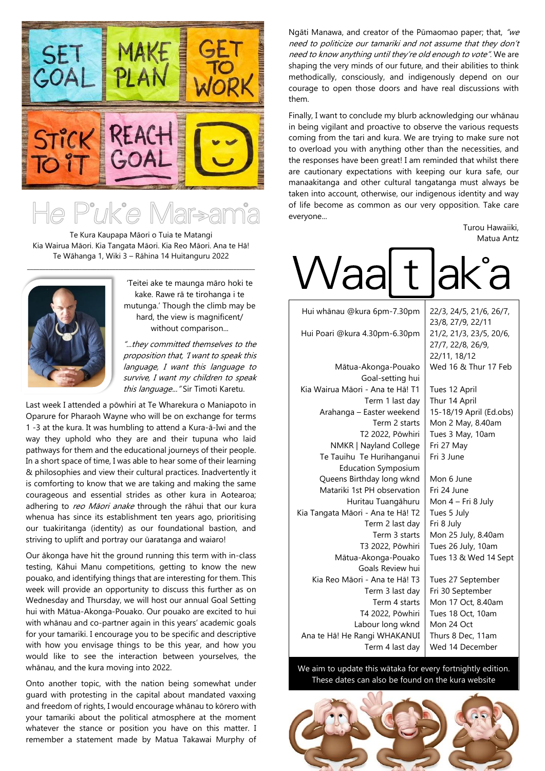# He Pūkē Marama

Te Kura Kaupapa Māori o Tuia te Matangi
Kia Wairua Māori. Kia Tangata Māori. Kia Reo Māori. Ana te Hā!
Te Wāhanga 1, Wiki 3 – Rāhina 14 Huitanguru 2022

'Teitei ake te maunga māro hoki te kake. Rawe rā te tirohanga i te mutunga.' Though the climb may be hard, the view is magnificent/ without comparison…

*"…they committed themselves to the proposition that, 'I want to speak this language, I want this language to survive, I want my children to speak this language…"* Sir Timoti Karetu.

Last week I attended a pōwhiri at Te Wharekura o Maniapoto in Oparure for Pharaoh Wayne who will be on exchange for terms 1 -3 at the kura. It was humbling to attend a Kura-ā-Iwi and the way they uphold who they are and their tupuna who laid pathways for them and the educational journeys of their people. In a short space of time, I was able to hear some of their learning & philosophies and view their cultural practices. Inadvertently it is comforting to know that we are taking and making the same courageous and essential strides as other kura in Aotearoa; adhering to *reo Māori anake* through the rāhui that our kura whenua has since its establishment ten years ago, prioritising our tuakiritanga (identity) as our foundational bastion, and striving to uplift and portray our ūaratanga and waiaro!

Our ākonga have hit the ground running this term with in-class testing, Kāhui Manu competitions, getting to know the new pouako, and identifying things that are interesting for them. This week will provide an opportunity to discuss this further as on Wednesday and Thursday, we will host our annual Goal Setting hui with Mātua-Akonga-Pouako. Our pouako are excited to hui with whānau and co-partner again in this years' academic goals for your tamariki. I encourage you to be specific and descriptive with how you envisage things to be this year, and how you would like to see the interaction between yourselves, the whānau, and the kura moving into 2022.

Onto another topic, with the nation being somewhat under guard with protesting in the capital about mandated vaxxing and freedom of rights, I would encourage whānau to kōrero with your tamariki about the political atmosphere at the moment whatever the stance or position you have on this matter. I remember a statement made by Matua Takawai Murphy of Ngāti Manawa, and creator of the Pūmaomao paper; that, *"we need to politicize our tamariki and not assume that they don't need to know anything until they're old enough to vote"*. We are shaping the very minds of our future, and their abilities to think methodically, consciously, and indigenously depend on our courage to open those doors and have real discussions with them.

Finally, I want to conclude my blurb acknowledging our whānau in being vigilant and proactive to observe the various requests coming from the tari and kura. We are trying to make sure not to overload you with anything other than the necessities, and the responses have been great! I am reminded that whilst there are cautionary expectations with keeping our kura safe, our manaakitanga and other cultural tangatanga must always be taken into account, otherwise, our indigenous identity and way of life become as common as our very opposition. Take care everyone…

Turou Hawaiiki,
Matua Antz

## Wātaka

| | |
|---|---|
| Hui whānau @kura 6pm-7.30pm | 22/3, 24/5, 21/6, 26/7, 23/8, 27/9, 22/11 |
| Hui Poari @kura 4.30pm-6.30pm | 21/2, 21/3, 23/5, 20/6, 27/7, 22/8, 26/9, 22/11, 18/12 |
| Mātua-Akonga-Pouako Goal-setting hui | Wed 16 & Thur 17 Feb |
| Kia Wairua Māori - Ana te Hā! T1 | Tues 12 April |
| Term 1 last day | Thur 14 April |
| Arahanga – Easter weekend | 15-18/19 April (Ed.obs) |
| Term 2 starts | Mon 2 May, 8.40am |
| T2 2022, Pōwhiri | Tues 3 May, 10am |
| NMKR \| Nayland College | Fri 27 May |
| Te Tauihu Te Hurihanganui Education Symposium | Fri 3 June |
| Queens Birthday long wknd | Mon 6 June |
| Matariki 1st PH observation | Fri 24 June |
| Huritau Tuangāhuru | Mon 4 – Fri 8 July |
| Kia Tangata Māori - Ana te Hā! T2 | Tues 5 July |
| Term 2 last day | Fri 8 July |
| Term 3 starts | Mon 25 July, 8.40am |
| T3 2022, Pōwhiri | Tues 26 July, 10am |
| Mātua-Akonga-Pouako Goals Review hui | Tues 13 & Wed 14 Sept |
| Kia Reo Māori - Ana te Hā! T3 | Tues 27 September |
| Term 3 last day | Fri 30 September |
| Term 4 starts | Mon 17 Oct, 8.40am |
| T4 2022, Pōwhiri | Tues 18 Oct, 10am |
| Labour long wknd | Mon 24 Oct |
| Ana te Hā! He Rangi WHAKANUI | Thurs 8 Dec, 11am |
| Term 4 last day | Wed 14 December |

We aim to update this wātaka for every fortnightly edition. These dates can also be found on the kura website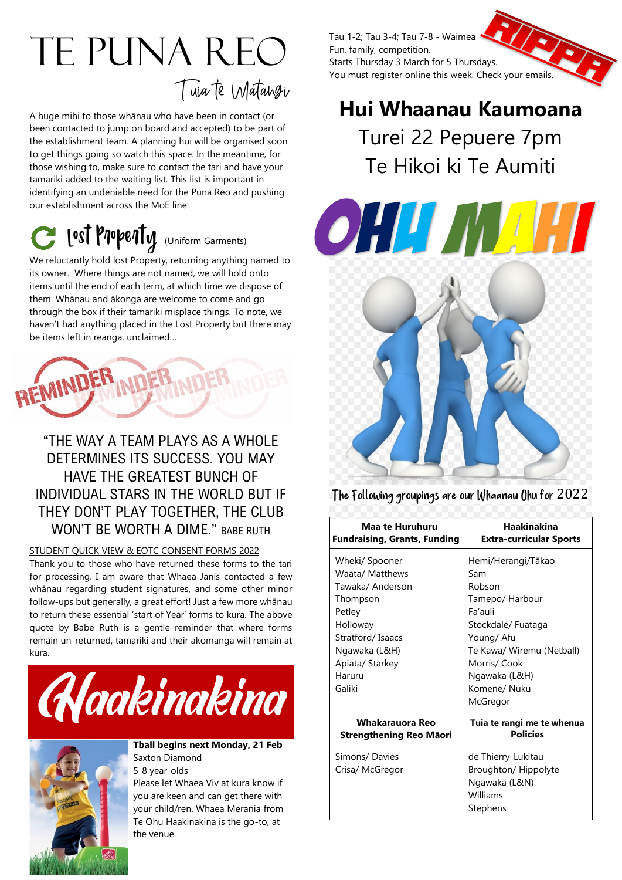# TE PUNA REO

## Tuia te Matangi

A huge mihi to those whānau who have been in contact (or been contacted to jump on board and accepted) to be part of the establishment team. A planning hui will be organised soon to get things going so watch this space. In the meantime, for those wishing to, make sure to contact the tari and have your tamariki added to the waiting list. This list is important in identifying an undeniable need for the Puna Reo and pushing our establishment across the MoE line.

## Lost Property (Uniform Garments)

We reluctantly hold lost Property, returning anything named to its owner. Where things are not named, we will hold onto items until the end of each term, at which time we dispose of them. Whānau and ākonga are welcome to come and go through the box if their tamariki misplace things. To note, we haven't had anything placed in the Lost Property but there may be items left in reanga, unclaimed…

## REMINDER

"THE WAY A TEAM PLAYS AS A WHOLE DETERMINES ITS SUCCESS. YOU MAY HAVE THE GREATEST BUNCH OF INDIVIDUAL STARS IN THE WORLD BUT IF THEY DON'T PLAY TOGETHER, THE CLUB WON'T BE WORTH A DIME." BABE RUTH

STUDENT QUICK VIEW & EOTC CONSENT FORMS 2022

Thank you to those who have returned these forms to the tari for processing. I am aware that Whaea Janis contacted a few whānau regarding student signatures, and some other minor follow-ups but generally, a great effort! Just a few more whānau to return these essential 'start of Year' forms to kura. The above quote by Babe Ruth is a gentle reminder that where forms remain un-returned, tamariki and their akomanga will remain at kura.

## Haakinakina

**Tball begins next Monday, 21 Feb**
Saxton Diamond
5-8 year-olds
Please let Whaea Viv at kura know if you are keen and can get there with your child/ren. Whaea Merania from Te Ohu Haakinakina is the go-to, at the venue.

## RIPPA

Tau 1-2; Tau 3-4; Tau 7-8 - Waimea
Fun, family, competition.
Starts Thursday 3 March for 5 Thursdays.
You must register online this week. Check your emails.

## Hui Whaanau Kaumoana

Turei 22 Pepuere 7pm
Te Hikoi ki Te Aumiti

## OHU MAHI

The Following groupings are our Whaanau Ohu for 2022

| Maa te Huruhuru Fundraising, Grants, Funding | Haakinakina Extra-curricular Sports |
|---|---|
| Wheki/ Spooner<br>Waata/ Matthews<br>Tawaka/ Anderson<br>Thompson<br>Petley<br>Holloway<br>Stratford/ Isaacs<br>Ngawaka (L&H)<br>Apiata/ Starkey<br>Haruru<br>Galiki | Hemi/Herangi/Tākao<br>Sam<br>Robson<br>Tamepo/ Harbour<br>Fa'auli<br>Stockdale/ Fuataga<br>Young/ Afu<br>Te Kawa/ Wiremu (Netball)<br>Morris/ Cook<br>Ngawaka (L&H)<br>Komene/ Nuku<br>McGregor |
| **Whakarauora Reo Strengthening Reo Māori** | **Tuia te rangi me te whenua Policies** |
| Simons/ Davies<br>Crisa/ McGregor | de Thierry-Lukitau<br>Broughton/ Hippolyte<br>Ngawaka (L&N)<br>Williams<br>Stephens |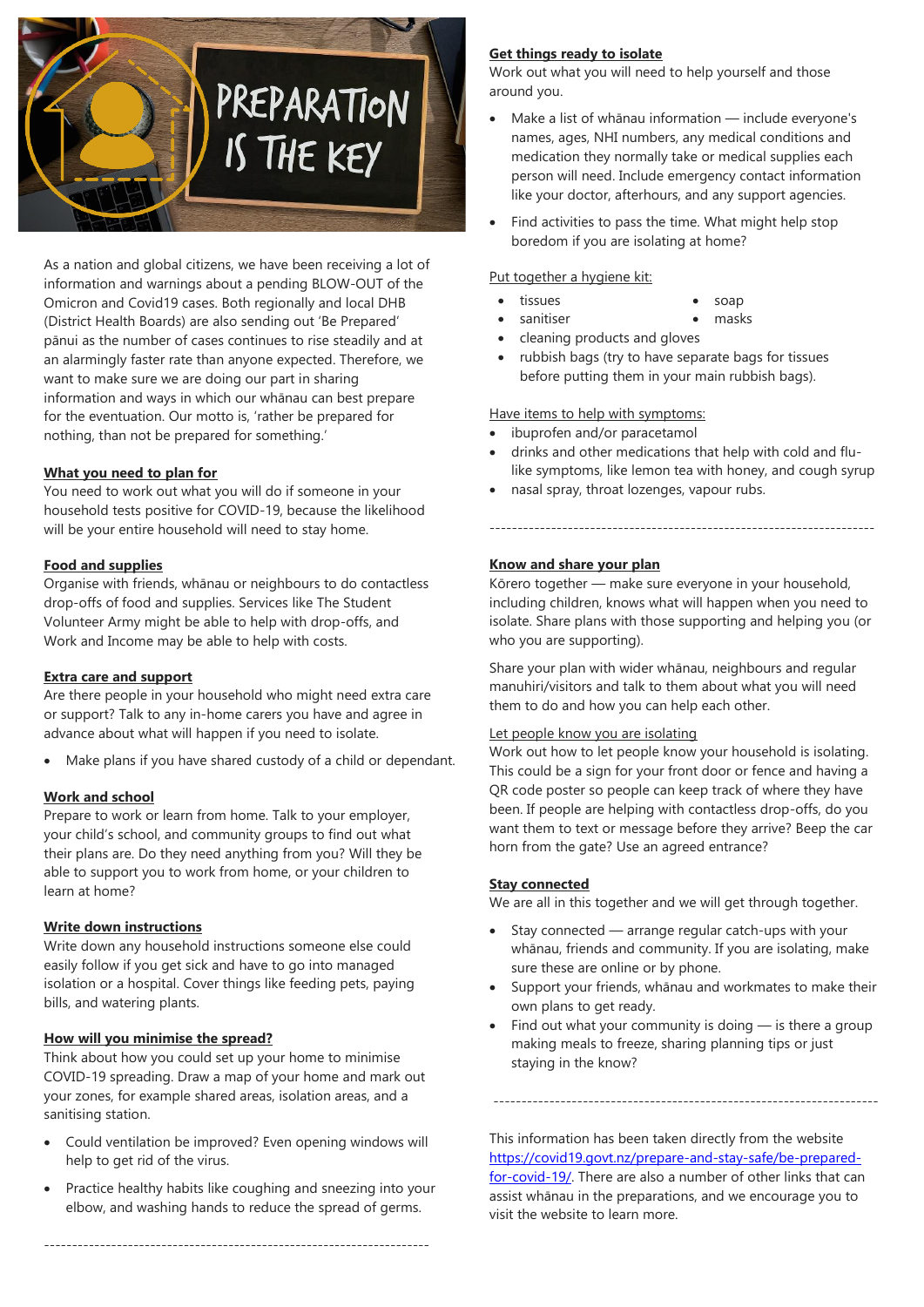PREPARATION IS THE KEY

As a nation and global citizens, we have been receiving a lot of information and warnings about a pending BLOW-OUT of the Omicron and Covid19 cases. Both regionally and local DHB (District Health Boards) are also sending out 'Be Prepared' pānui as the number of cases continues to rise steadily and at an alarmingly faster rate than anyone expected. Therefore, we want to make sure we are doing our part in sharing information and ways in which our whānau can best prepare for the eventuation. Our motto is, 'rather be prepared for nothing, than not be prepared for something.'

**What you need to plan for**

You need to work out what you will do if someone in your household tests positive for COVID-19, because the likelihood will be your entire household will need to stay home.

**Food and supplies**

Organise with friends, whānau or neighbours to do contactless drop-offs of food and supplies. Services like The Student Volunteer Army might be able to help with drop-offs, and Work and Income may be able to help with costs.

**Extra care and support**

Are there people in your household who might need extra care or support? Talk to any in-home carers you have and agree in advance about what will happen if you need to isolate.

- Make plans if you have shared custody of a child or dependant.

**Work and school**

Prepare to work or learn from home. Talk to your employer, your child's school, and community groups to find out what their plans are. Do they need anything from you? Will they be able to support you to work from home, or your children to learn at home?

**Write down instructions**

Write down any household instructions someone else could easily follow if you get sick and have to go into managed isolation or a hospital. Cover things like feeding pets, paying bills, and watering plants.

**How will you minimise the spread?**

Think about how you could set up your home to minimise COVID-19 spreading. Draw a map of your home and mark out your zones, for example shared areas, isolation areas, and a sanitising station.

- Could ventilation be improved? Even opening windows will help to get rid of the virus.
- Practice healthy habits like coughing and sneezing into your elbow, and washing hands to reduce the spread of germs.

---

**Get things ready to isolate**

Work out what you will need to help yourself and those around you.

- Make a list of whānau information — include everyone's names, ages, NHI numbers, any medical conditions and medication they normally take or medical supplies each person will need. Include emergency contact information like your doctor, afterhours, and any support agencies.
- Find activities to pass the time. What might help stop boredom if you are isolating at home?

Put together a hygiene kit:

- tissues
- soap
- sanitiser
- masks
- cleaning products and gloves
- rubbish bags (try to have separate bags for tissues before putting them in your main rubbish bags).

Have items to help with symptoms:

- ibuprofen and/or paracetamol
- drinks and other medications that help with cold and flu-like symptoms, like lemon tea with honey, and cough syrup
- nasal spray, throat lozenges, vapour rubs.

---

**Know and share your plan**

Kōrero together — make sure everyone in your household, including children, knows what will happen when you need to isolate. Share plans with those supporting and helping you (or who you are supporting).

Share your plan with wider whānau, neighbours and regular manuhiri/visitors and talk to them about what you will need them to do and how you can help each other.

Let people know you are isolating

Work out how to let people know your household is isolating. This could be a sign for your front door or fence and having a QR code poster so people can keep track of where they have been. If people are helping with contactless drop-offs, do you want them to text or message before they arrive? Beep the car horn from the gate? Use an agreed entrance?

**Stay connected**

We are all in this together and we will get through together.

- Stay connected — arrange regular catch-ups with your whānau, friends and community. If you are isolating, make sure these are online or by phone.
- Support your friends, whānau and workmates to make their own plans to get ready.
- Find out what your community is doing — is there a group making meals to freeze, sharing planning tips or just staying in the know?

---

This information has been taken directly from the website https://covid19.govt.nz/prepare-and-stay-safe/be-prepared-for-covid-19/. There are also a number of other links that can assist whānau in the preparations, and we encourage you to visit the website to learn more.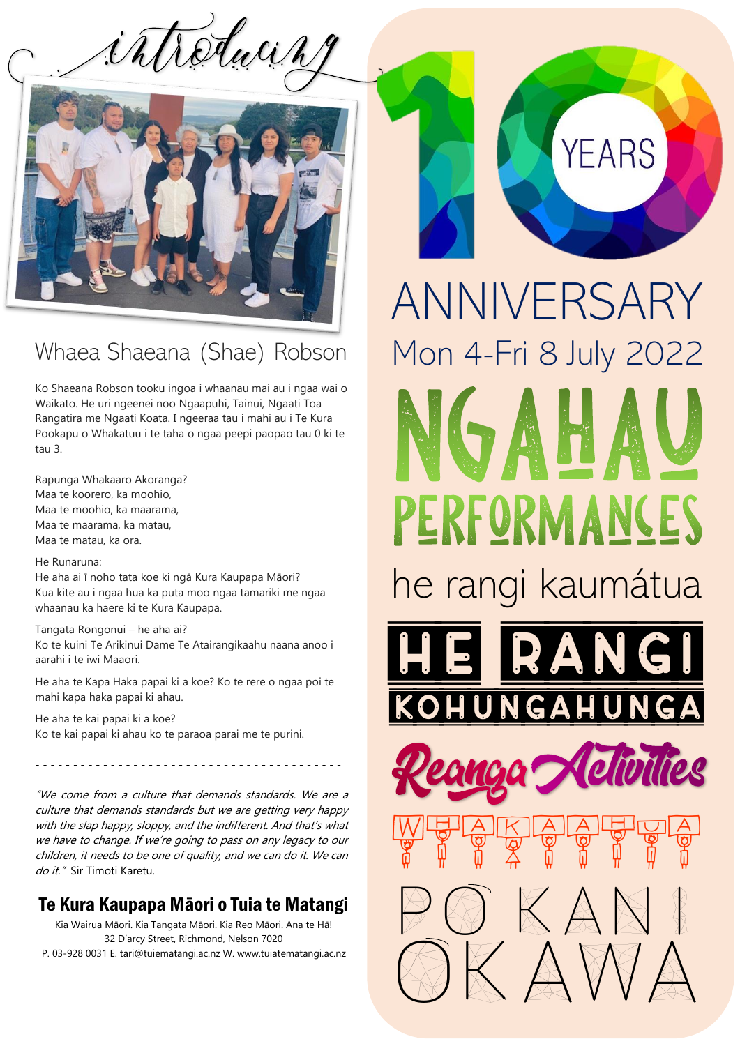*introducing*

## Whaea Shaeana (Shae) Robson

Ko Shaeana Robson tooku ingoa i whaanau mai au i ngaa wai o Waikato. He uri ngeenei noo Ngaapuhi, Tainui, Ngaati Toa Rangatira me Ngaati Koata. I ngeeraa tau i mahi au i Te Kura Pookapu o Whakatuu i te taha o ngaa peepi paopao tau 0 ki te tau 3.

Rapunga Whakaaro Akoranga?
Maa te koorero, ka moohio,
Maa te moohio, ka maarama,
Maa te maarama, ka matau,
Maa te matau, ka ora.

He Runaruna:
He aha ai ī noho tata koe ki ngā Kura Kaupapa Māori?
Kua kite au i ngaa hua ka puta moo ngaa tamariki me ngaa whaanau ka haere ki te Kura Kaupapa.

Tangata Rongonui – he aha ai?
Ko te kuini Te Arikinui Dame Te Atairangikaahu naana anoo i aarahi i te iwi Maaori.

He aha te Kapa Haka papai ki a koe? Ko te rere o ngaa poi te mahi kapa haka papai ki ahau.

He aha te kai papai ki a koe?
Ko te kai papai ki ahau ko te paraoa parai me te purini.

- - - - - - - - - - - - - - - - - - - - - - - - - - - - - - - - - - - - - - - -

*"We come from a culture that demands standards. We are a culture that demands standards but we are getting very happy with the slap happy, sloppy, and the indifferent. And that's what we have to change. If we're going to pass on any legacy to our children, it needs to be one of quality, and we can do it. We can do it."* Sir Timoti Karetu.

### Te Kura Kaupapa Māori o Tuia te Matangi

Kia Wairua Māori. Kia Tangata Māori. Kia Reo Māori. Ana te Hā!
32 D'arcy Street, Richmond, Nelson 7020
P. 03-928 0031 E. tari@tuiematangi.ac.nz W. www.tuiatematangi.ac.nz

# 10 YEARS ANNIVERSARY

## Mon 4-Fri 8 July 2022

NGAHAU PERFORMANCES

he rangi kaumátua

HE RANGI KOHUNGAHUNGA

Reanga Activities

WHAKAAHUA

PŌ KANIKAWA